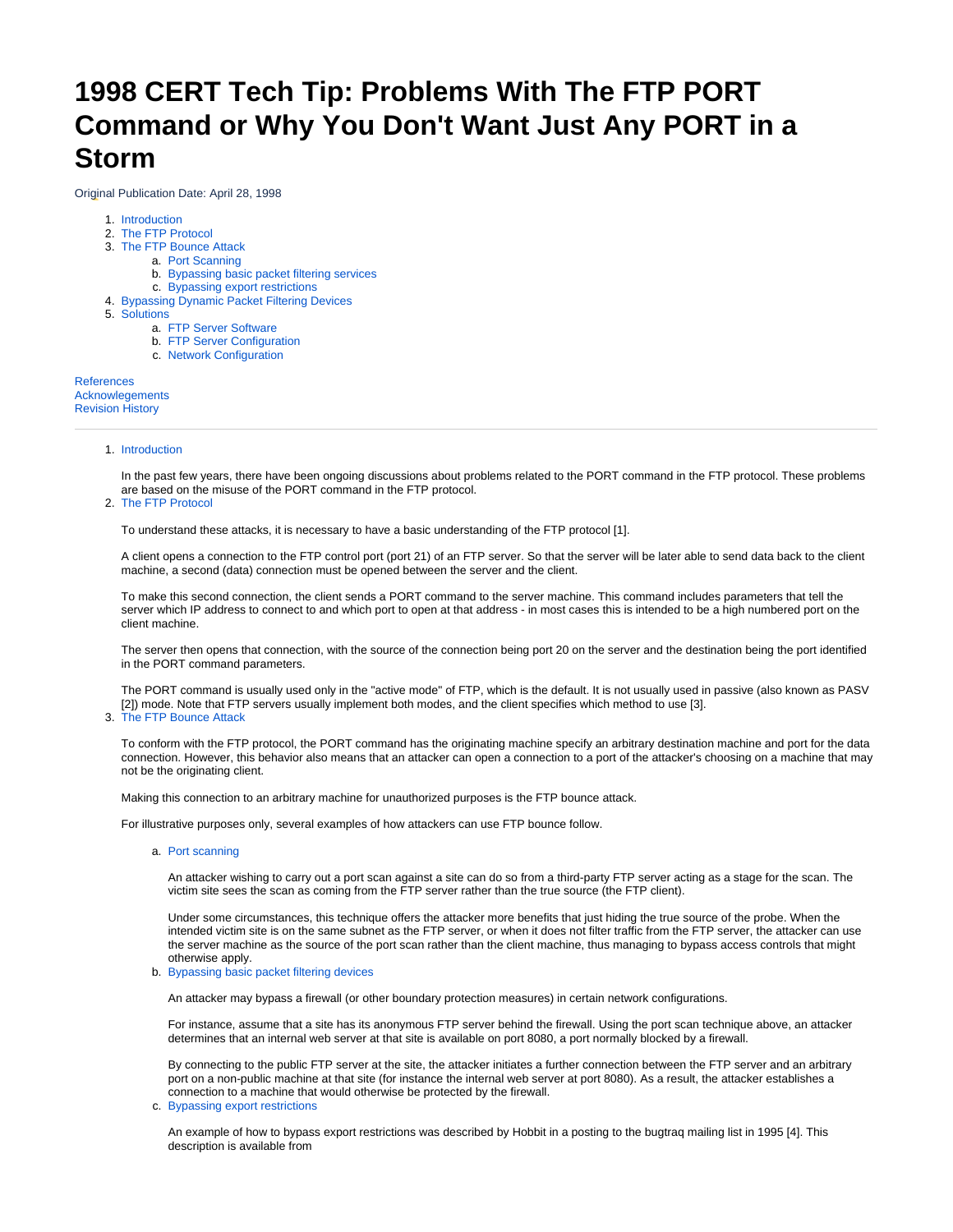# 1998 CERT Tech Tip: Problems With The FTP PORT Command or Why You Don't Want Just Any PORT in a Storm

Original Publication Date: April 28, 1998

1. Introduction
2. The FTP Protocol
3. The FTP Bounce Attack
   a. Port Scanning
   b. Bypassing basic packet filtering services
   c. Bypassing export restrictions
4. Bypassing Dynamic Packet Filtering Devices
5. Solutions
   a. FTP Server Software
   b. FTP Server Configuration
   c. Network Configuration

References
Acknowlegements
Revision History

---

1. Introduction

   In the past few years, there have been ongoing discussions about problems related to the PORT command in the FTP protocol. These problems are based on the misuse of the PORT command in the FTP protocol.

2. The FTP Protocol

   To understand these attacks, it is necessary to have a basic understanding of the FTP protocol [1].

   A client opens a connection to the FTP control port (port 21) of an FTP server. So that the server will be later able to send data back to the client machine, a second (data) connection must be opened between the server and the client.

   To make this second connection, the client sends a PORT command to the server machine. This command includes parameters that tell the server which IP address to connect to and which port to open at that address - in most cases this is intended to be a high numbered port on the client machine.

   The server then opens that connection, with the source of the connection being port 20 on the server and the destination being the port identified in the PORT command parameters.

   The PORT command is usually used only in the "active mode" of FTP, which is the default. It is not usually used in passive (also known as PASV [2]) mode. Note that FTP servers usually implement both modes, and the client specifies which method to use [3].

3. The FTP Bounce Attack

   To conform with the FTP protocol, the PORT command has the originating machine specify an arbitrary destination machine and port for the data connection. However, this behavior also means that an attacker can open a connection to a port of the attacker's choosing on a machine that may not be the originating client.

   Making this connection to an arbitrary machine for unauthorized purposes is the FTP bounce attack.

   For illustrative purposes only, several examples of how attackers can use FTP bounce follow.

   a. Port scanning

      An attacker wishing to carry out a port scan against a site can do so from a third-party FTP server acting as a stage for the scan. The victim site sees the scan as coming from the FTP server rather than the true source (the FTP client).

      Under some circumstances, this technique offers the attacker more benefits that just hiding the true source of the probe. When the intended victim site is on the same subnet as the FTP server, or when it does not filter traffic from the FTP server, the attacker can use the server machine as the source of the port scan rather than the client machine, thus managing to bypass access controls that might otherwise apply.

   b. Bypassing basic packet filtering devices

      An attacker may bypass a firewall (or other boundary protection measures) in certain network configurations.

      For instance, assume that a site has its anonymous FTP server behind the firewall. Using the port scan technique above, an attacker determines that an internal web server at that site is available on port 8080, a port normally blocked by a firewall.

      By connecting to the public FTP server at the site, the attacker initiates a further connection between the FTP server and an arbitrary port on a non-public machine at that site (for instance the internal web server at port 8080). As a result, the attacker establishes a connection to a machine that would otherwise be protected by the firewall.

   c. Bypassing export restrictions

      An example of how to bypass export restrictions was described by Hobbit in a posting to the bugtraq mailing list in 1995 [4]. This description is available from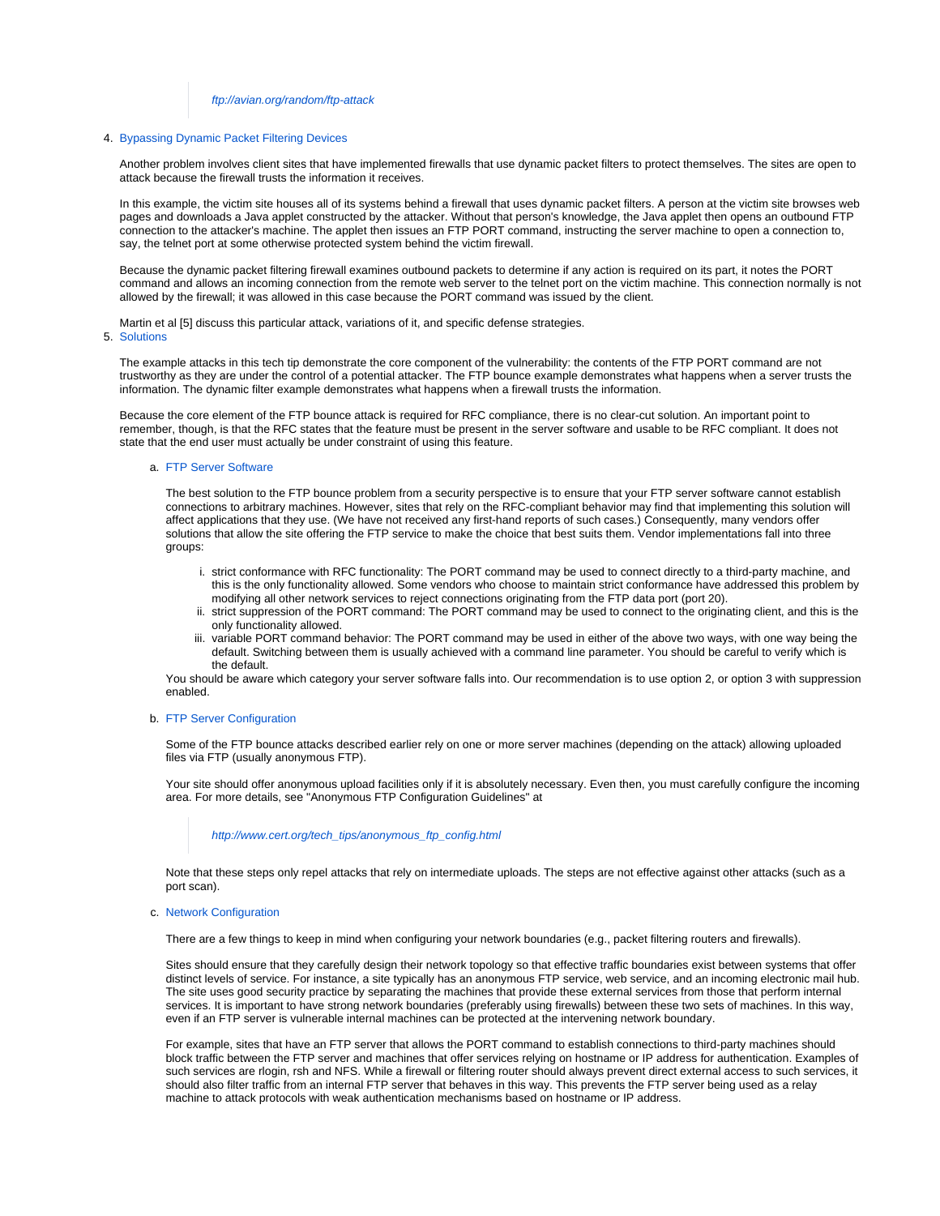> *ftp://avian.org/random/ftp-attack*

4. Bypassing Dynamic Packet Filtering Devices

   Another problem involves client sites that have implemented firewalls that use dynamic packet filters to protect themselves. The sites are open to attack because the firewall trusts the information it receives.

   In this example, the victim site houses all of its systems behind a firewall that uses dynamic packet filters. A person at the victim site browses web pages and downloads a Java applet constructed by the attacker. Without that person's knowledge, the Java applet then opens an outbound FTP connection to the attacker's machine. The applet then issues an FTP PORT command, instructing the server machine to open a connection to, say, the telnet port at some otherwise protected system behind the victim firewall.

   Because the dynamic packet filtering firewall examines outbound packets to determine if any action is required on its part, it notes the PORT command and allows an incoming connection from the remote web server to the telnet port on the victim machine. This connection normally is not allowed by the firewall; it was allowed in this case because the PORT command was issued by the client.

   Martin et al [5] discuss this particular attack, variations of it, and specific defense strategies.

5. Solutions

   The example attacks in this tech tip demonstrate the core component of the vulnerability: the contents of the FTP PORT command are not trustworthy as they are under the control of a potential attacker. The FTP bounce example demonstrates what happens when a server trusts the information. The dynamic filter example demonstrates what happens when a firewall trusts the information.

   Because the core element of the FTP bounce attack is required for RFC compliance, there is no clear-cut solution. An important point to remember, though, is that the RFC states that the feature must be present in the server software and usable to be RFC compliant. It does not state that the end user must actually be under constraint of using this feature.

   a. FTP Server Software

      The best solution to the FTP bounce problem from a security perspective is to ensure that your FTP server software cannot establish connections to arbitrary machines. However, sites that rely on the RFC-compliant behavior may find that implementing this solution will affect applications that they use. (We have not received any first-hand reports of such cases.) Consequently, many vendors offer solutions that allow the site offering the FTP service to make the choice that best suits them. Vendor implementations fall into three groups:

      i. strict conformance with RFC functionality: The PORT command may be used to connect directly to a third-party machine, and this is the only functionality allowed. Some vendors who choose to maintain strict conformance have addressed this problem by modifying all other network services to reject connections originating from the FTP data port (port 20).
      ii. strict suppression of the PORT command: The PORT command may be used to connect to the originating client, and this is the only functionality allowed.
      iii. variable PORT command behavior: The PORT command may be used in either of the above two ways, with one way being the default. Switching between them is usually achieved with a command line parameter. You should be careful to verify which is the default.

      You should be aware which category your server software falls into. Our recommendation is to use option 2, or option 3 with suppression enabled.

   b. FTP Server Configuration

      Some of the FTP bounce attacks described earlier rely on one or more server machines (depending on the attack) allowing uploaded files via FTP (usually anonymous FTP).

      Your site should offer anonymous upload facilities only if it is absolutely necessary. Even then, you must carefully configure the incoming area. For more details, see "Anonymous FTP Configuration Guidelines" at

      > *http://www.cert.org/tech_tips/anonymous_ftp_config.html*

      Note that these steps only repel attacks that rely on intermediate uploads. The steps are not effective against other attacks (such as a port scan).

   c. Network Configuration

      There are a few things to keep in mind when configuring your network boundaries (e.g., packet filtering routers and firewalls).

      Sites should ensure that they carefully design their network topology so that effective traffic boundaries exist between systems that offer distinct levels of service. For instance, a site typically has an anonymous FTP service, web service, and an incoming electronic mail hub. The site uses good security practice by separating the machines that provide these external services from those that perform internal services. It is important to have strong network boundaries (preferably using firewalls) between these two sets of machines. In this way, even if an FTP server is vulnerable internal machines can be protected at the intervening network boundary.

      For example, sites that have an FTP server that allows the PORT command to establish connections to third-party machines should block traffic between the FTP server and machines that offer services relying on hostname or IP address for authentication. Examples of such services are rlogin, rsh and NFS. While a firewall or filtering router should always prevent direct external access to such services, it should also filter traffic from an internal FTP server that behaves in this way. This prevents the FTP server being used as a relay machine to attack protocols with weak authentication mechanisms based on hostname or IP address.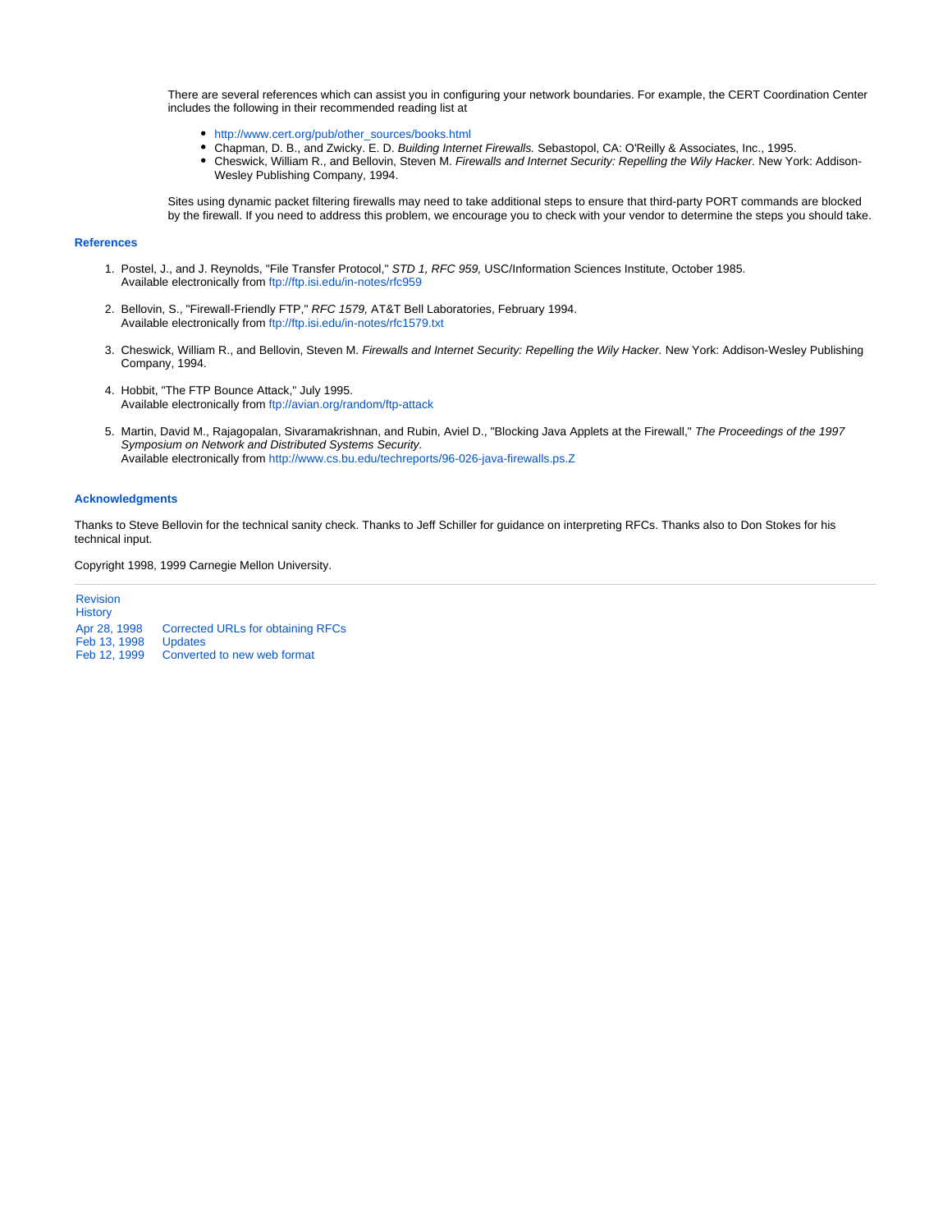There are several references which can assist you in configuring your network boundaries. For example, the CERT Coordination Center includes the following in their recommended reading list at

- http://www.cert.org/pub/other_sources/books.html
- Chapman, D. B., and Zwicky. E. D. *Building Internet Firewalls.* Sebastopol, CA: O'Reilly & Associates, Inc., 1995.
- Cheswick, William R., and Bellovin, Steven M. *Firewalls and Internet Security: Repelling the Wily Hacker.* New York: Addison-Wesley Publishing Company, 1994.

Sites using dynamic packet filtering firewalls may need to take additional steps to ensure that third-party PORT commands are blocked by the firewall. If you need to address this problem, we encourage you to check with your vendor to determine the steps you should take.

### References

1. Postel, J., and J. Reynolds, "File Transfer Protocol," *STD 1, RFC 959,* USC/Information Sciences Institute, October 1985.
   Available electronically from ftp://ftp.isi.edu/in-notes/rfc959

2. Bellovin, S., "Firewall-Friendly FTP," *RFC 1579,* AT&T Bell Laboratories, February 1994.
   Available electronically from ftp://ftp.isi.edu/in-notes/rfc1579.txt

3. Cheswick, William R., and Bellovin, Steven M. *Firewalls and Internet Security: Repelling the Wily Hacker.* New York: Addison-Wesley Publishing Company, 1994.

4. Hobbit, "The FTP Bounce Attack," July 1995.
   Available electronically from ftp://avian.org/random/ftp-attack

5. Martin, David M., Rajagopalan, Sivaramakrishnan, and Rubin, Aviel D., "Blocking Java Applets at the Firewall," *The Proceedings of the 1997 Symposium on Network and Distributed Systems Security.*
   Available electronically from http://www.cs.bu.edu/techreports/96-026-java-firewalls.ps.Z

### Acknowledgments

Thanks to Steve Bellovin for the technical sanity check. Thanks to Jeff Schiller for guidance on interpreting RFCs. Thanks also to Don Stokes for his technical input.

Copyright 1998, 1999 Carnegie Mellon University.

---

| Revision History | |
|---|---|
| Apr 28, 1998 | Corrected URLs for obtaining RFCs |
| Feb 13, 1998 | Updates |
| Feb 12, 1999 | Converted to new web format |